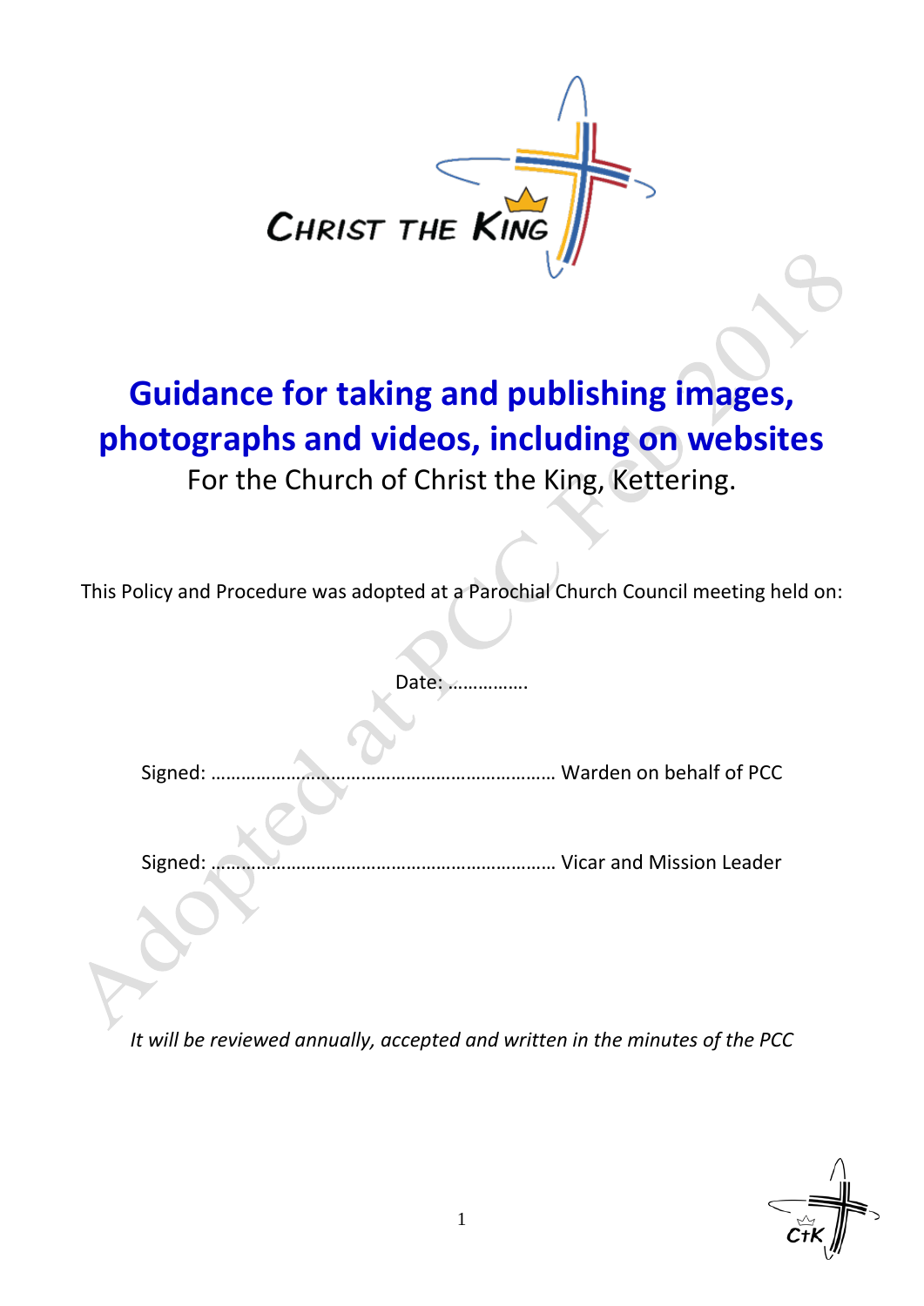CHRIST THE KING

# Guidance for taking and publishing images, photographs and videos, including on websites

For the Church of Christ the King, Kettering.

This Policy and Procedure was adopted at a Parochial Church Council meeting held on:

Date: …………….

Signed: ………………………………………………………… Warden on behalf of PCC

Signed: ………………………………………………………… Vicar and Mission Leader

*It will be reviewed annually, accepted and written in the minutes of the PCC*

Adopted at PCC Feb 2018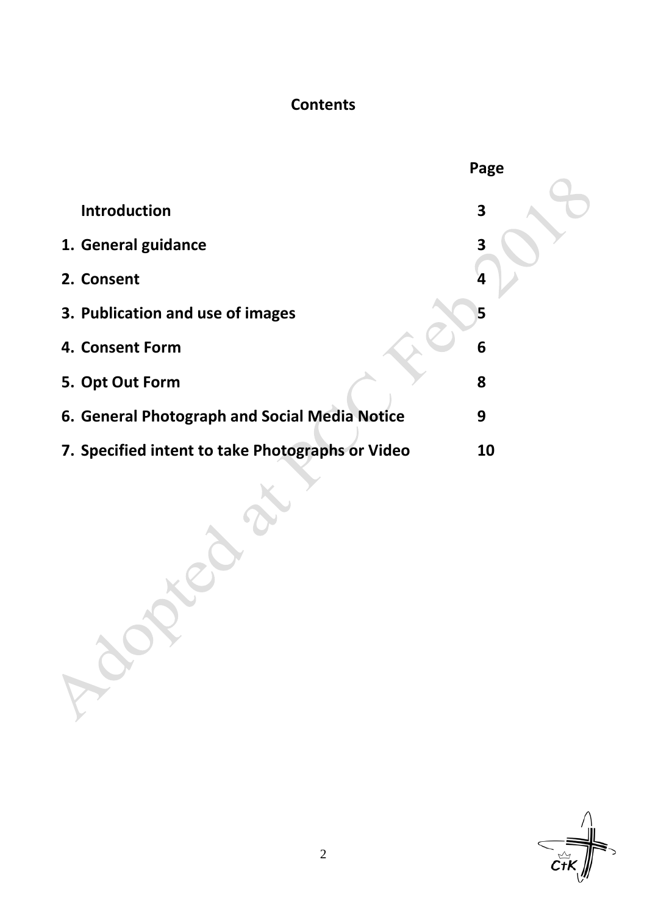# Contents

| | Page |
|---|---|
| Introduction | 3 |
| 1. General guidance | 3 |
| 2. Consent | 4 |
| 3. Publication and use of images | 5 |
| 4. Consent Form | 6 |
| 5. Opt Out Form | 8 |
| 6. General Photograph and Social Media Notice | 9 |
| 7. Specified intent to take Photographs or Video | 10 |

Adopted at PCC Feb 2018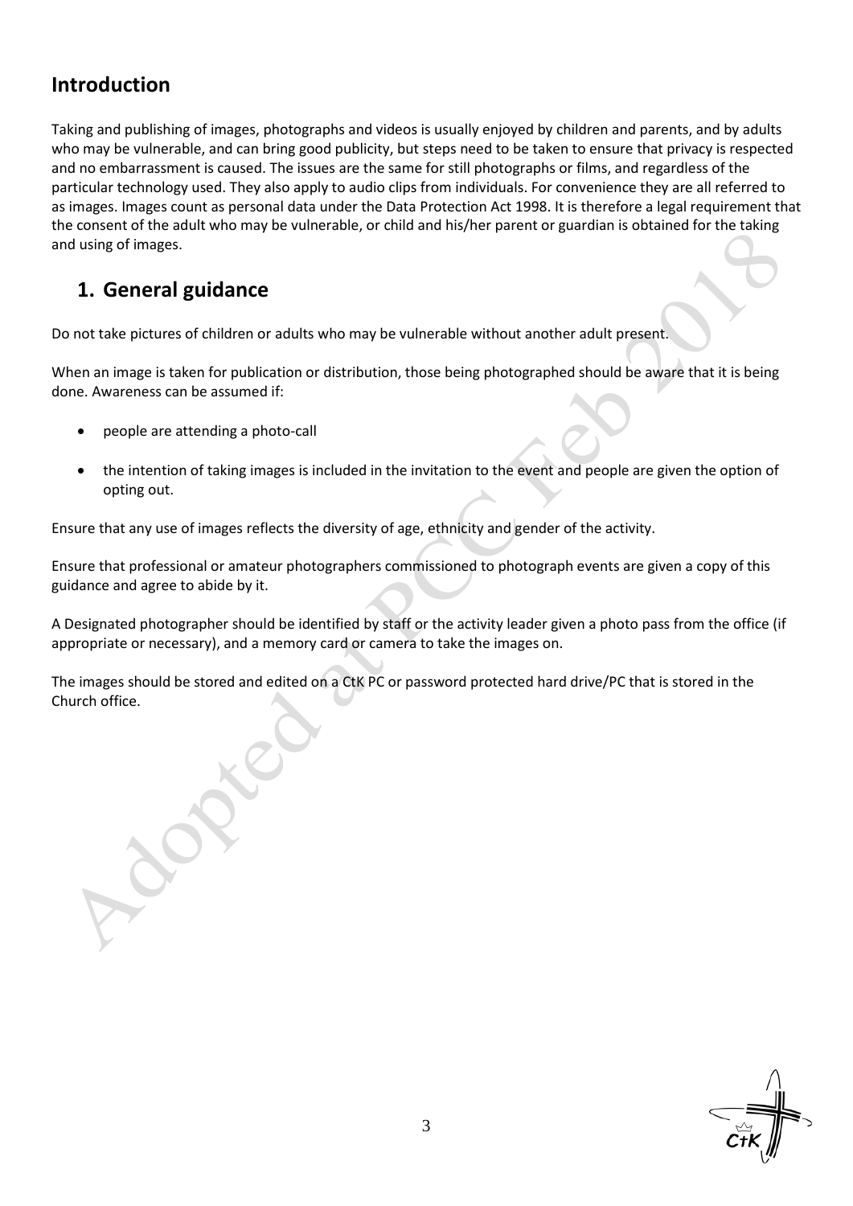## Introduction

Taking and publishing of images, photographs and videos is usually enjoyed by children and parents, and by adults who may be vulnerable, and can bring good publicity, but steps need to be taken to ensure that privacy is respected and no embarrassment is caused. The issues are the same for still photographs or films, and regardless of the particular technology used. They also apply to audio clips from individuals. For convenience they are all referred to as images. Images count as personal data under the Data Protection Act 1998. It is therefore a legal requirement that the consent of the adult who may be vulnerable, or child and his/her parent or guardian is obtained for the taking and using of images.

## 1. General guidance

Do not take pictures of children or adults who may be vulnerable without another adult present.

When an image is taken for publication or distribution, those being photographed should be aware that it is being done. Awareness can be assumed if:

- people are attending a photo-call
- the intention of taking images is included in the invitation to the event and people are given the option of opting out.

Ensure that any use of images reflects the diversity of age, ethnicity and gender of the activity.

Ensure that professional or amateur photographers commissioned to photograph events are given a copy of this guidance and agree to abide by it.

A Designated photographer should be identified by staff or the activity leader given a photo pass from the office (if appropriate or necessary), and a memory card or camera to take the images on.

The images should be stored and edited on a CtK PC or password protected hard drive/PC that is stored in the Church office.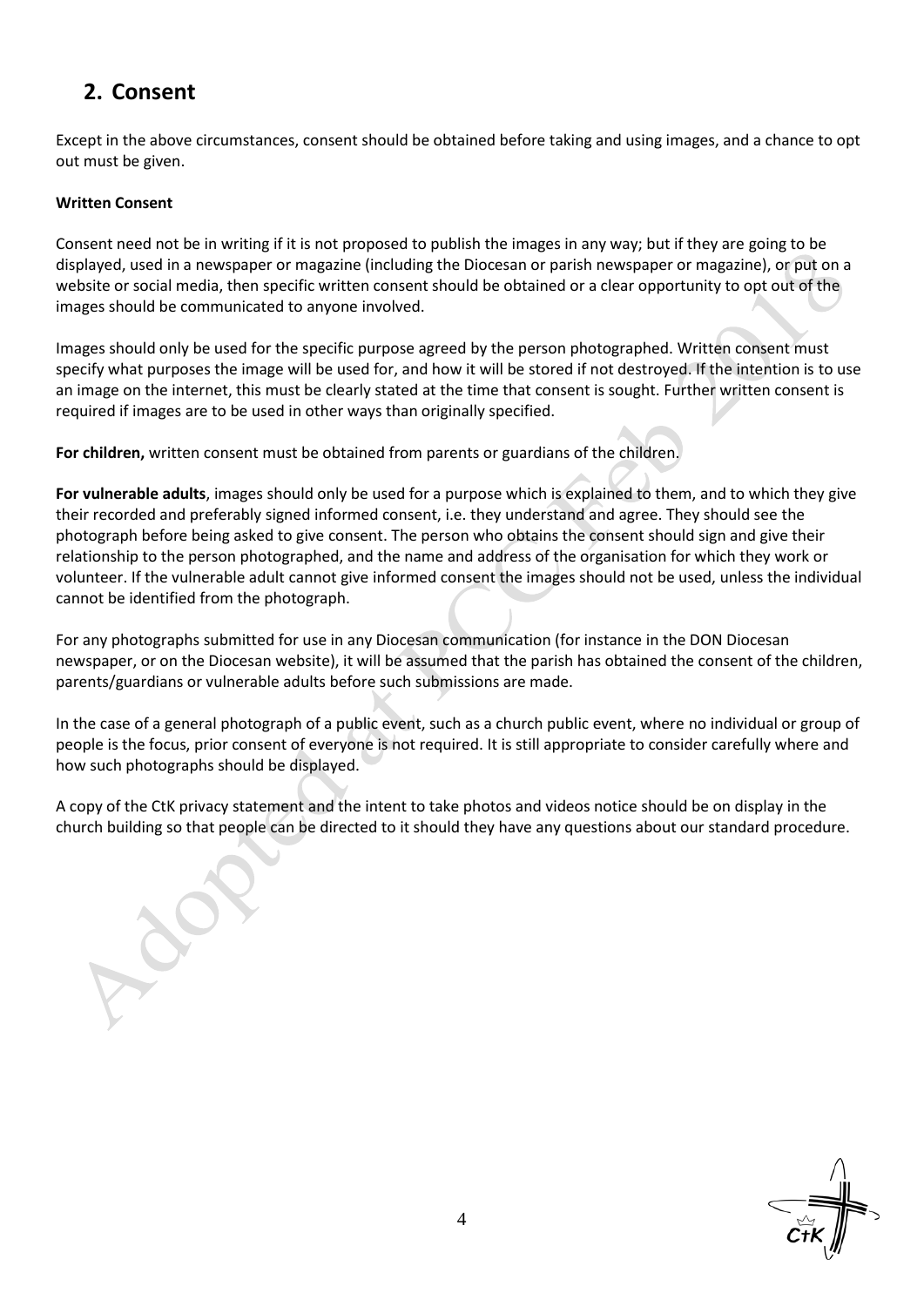## 2. Consent

Except in the above circumstances, consent should be obtained before taking and using images, and a chance to opt out must be given.

**Written Consent**

Consent need not be in writing if it is not proposed to publish the images in any way; but if they are going to be displayed, used in a newspaper or magazine (including the Diocesan or parish newspaper or magazine), or put on a website or social media, then specific written consent should be obtained or a clear opportunity to opt out of the images should be communicated to anyone involved.

Images should only be used for the specific purpose agreed by the person photographed. Written consent must specify what purposes the image will be used for, and how it will be stored if not destroyed. If the intention is to use an image on the internet, this must be clearly stated at the time that consent is sought. Further written consent is required if images are to be used in other ways than originally specified.

**For children,** written consent must be obtained from parents or guardians of the children.

**For vulnerable adults**, images should only be used for a purpose which is explained to them, and to which they give their recorded and preferably signed informed consent, i.e. they understand and agree. They should see the photograph before being asked to give consent. The person who obtains the consent should sign and give their relationship to the person photographed, and the name and address of the organisation for which they work or volunteer. If the vulnerable adult cannot give informed consent the images should not be used, unless the individual cannot be identified from the photograph.

For any photographs submitted for use in any Diocesan communication (for instance in the DON Diocesan newspaper, or on the Diocesan website), it will be assumed that the parish has obtained the consent of the children, parents/guardians or vulnerable adults before such submissions are made.

In the case of a general photograph of a public event, such as a church public event, where no individual or group of people is the focus, prior consent of everyone is not required. It is still appropriate to consider carefully where and how such photographs should be displayed.

A copy of the CtK privacy statement and the intent to take photos and videos notice should be on display in the church building so that people can be directed to it should they have any questions about our standard procedure.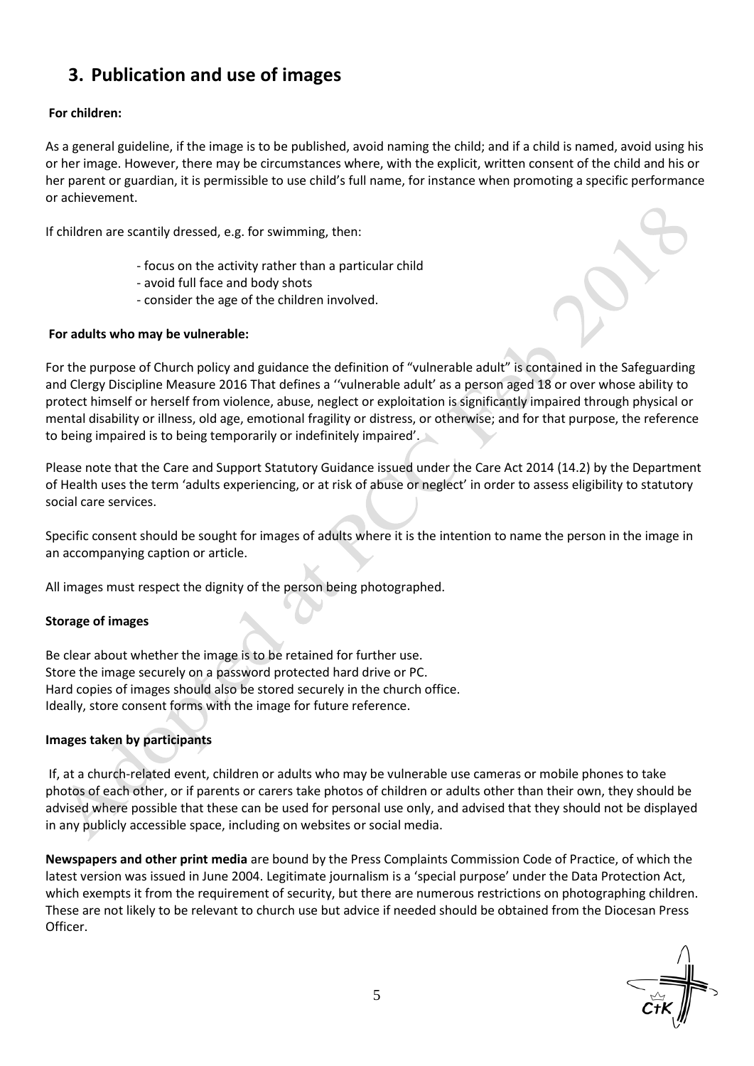## 3. Publication and use of images

**For children:**

As a general guideline, if the image is to be published, avoid naming the child; and if a child is named, avoid using his or her image. However, there may be circumstances where, with the explicit, written consent of the child and his or her parent or guardian, it is permissible to use child's full name, for instance when promoting a specific performance or achievement.

If children are scantily dressed, e.g. for swimming, then:

- focus on the activity rather than a particular child
- avoid full face and body shots
- consider the age of the children involved.

**For adults who may be vulnerable:**

For the purpose of Church policy and guidance the definition of "vulnerable adult" is contained in the Safeguarding and Clergy Discipline Measure 2016 That defines a ''vulnerable adult' as a person aged 18 or over whose ability to protect himself or herself from violence, abuse, neglect or exploitation is significantly impaired through physical or mental disability or illness, old age, emotional fragility or distress, or otherwise; and for that purpose, the reference to being impaired is to being temporarily or indefinitely impaired'.

Please note that the Care and Support Statutory Guidance issued under the Care Act 2014 (14.2) by the Department of Health uses the term 'adults experiencing, or at risk of abuse or neglect' in order to assess eligibility to statutory social care services.

Specific consent should be sought for images of adults where it is the intention to name the person in the image in an accompanying caption or article.

All images must respect the dignity of the person being photographed.

**Storage of images**

Be clear about whether the image is to be retained for further use.
Store the image securely on a password protected hard drive or PC.
Hard copies of images should also be stored securely in the church office.
Ideally, store consent forms with the image for future reference.

**Images taken by participants**

If, at a church-related event, children or adults who may be vulnerable use cameras or mobile phones to take photos of each other, or if parents or carers take photos of children or adults other than their own, they should be advised where possible that these can be used for personal use only, and advised that they should not be displayed in any publicly accessible space, including on websites or social media.

**Newspapers and other print media** are bound by the Press Complaints Commission Code of Practice, of which the latest version was issued in June 2004. Legitimate journalism is a 'special purpose' under the Data Protection Act, which exempts it from the requirement of security, but there are numerous restrictions on photographing children. These are not likely to be relevant to church use but advice if needed should be obtained from the Diocesan Press Officer.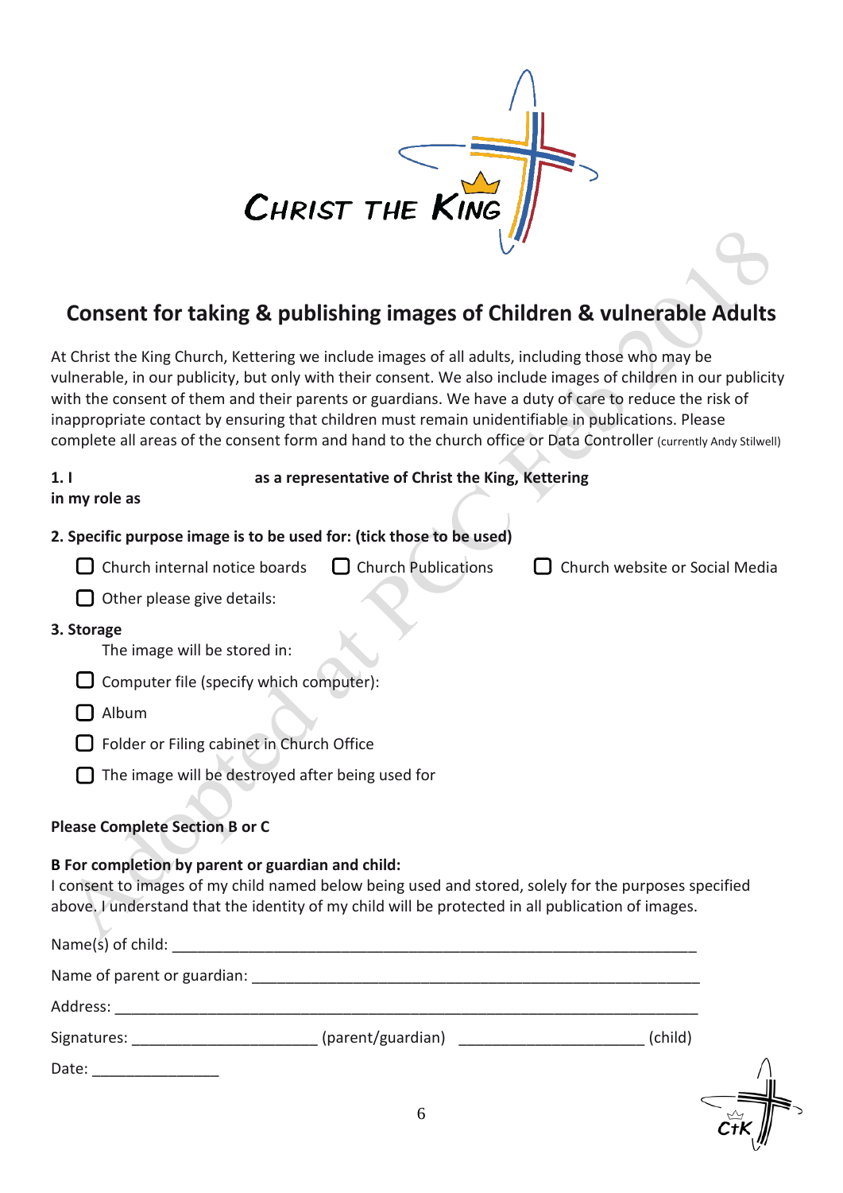# Consent for taking & publishing images of Children & vulnerable Adults

At Christ the King Church, Kettering we include images of all adults, including those who may be vulnerable, in our publicity, but only with their consent. We also include images of children in our publicity with the consent of them and their parents or guardians. We have a duty of care to reduce the risk of inappropriate contact by ensuring that children must remain unidentifiable in publications. Please complete all areas of the consent form and hand to the church office or Data Controller (currently Andy Stilwell)

**1. I as a representative of Christ the King, Kettering**
**in my role as**

**2. Specific purpose image is to be used for: (tick those to be used)**

- ☐ Church internal notice boards ☐ Church Publications ☐ Church website or Social Media
- ☐ Other please give details:

**3. Storage**

The image will be stored in:

- ☐ Computer file (specify which computer):
- ☐ Album
- ☐ Folder or Filing cabinet in Church Office
- ☐ The image will be destroyed after being used for

**Please Complete Section B or C**

**B For completion by parent or guardian and child:**
I consent to images of my child named below being used and stored, solely for the purposes specified above. I understand that the identity of my child will be protected in all publication of images.

Name(s) of child: ____________________________________________________________

Name of parent or guardian: ___________________________________________________

Address: _________________________________________________________________

Signatures: ______________________ (parent/guardian) ______________________ (child)

Date: _______________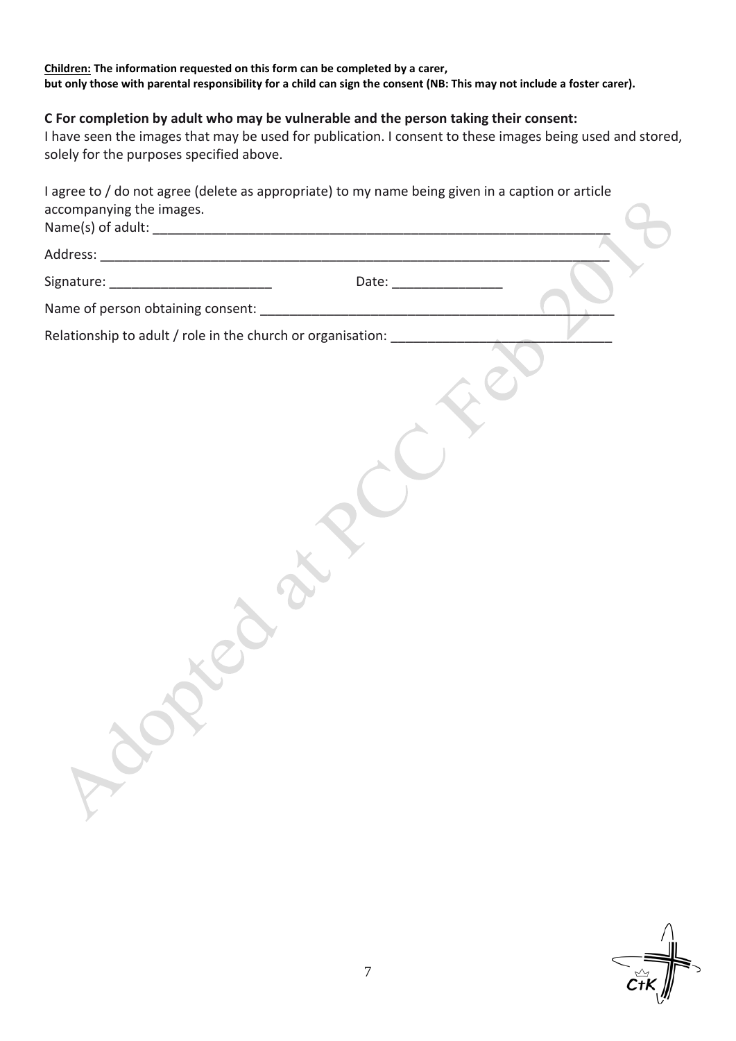**Children: The information requested on this form can be completed by a carer,**
**but only those with parental responsibility for a child can sign the consent (NB: This may not include a foster carer).**

**C For completion by adult who may be vulnerable and the person taking their consent:**

I have seen the images that may be used for publication. I consent to these images being used and stored, solely for the purposes specified above.

I agree to / do not agree (delete as appropriate) to my name being given in a caption or article accompanying the images.

Name(s) of adult: ____________________________________________________________

Address: ____________________________________________________________

Signature: ______________________ Date: _______________

Name of person obtaining consent: ____________________________________________

Relationship to adult / role in the church or organisation: _____________________________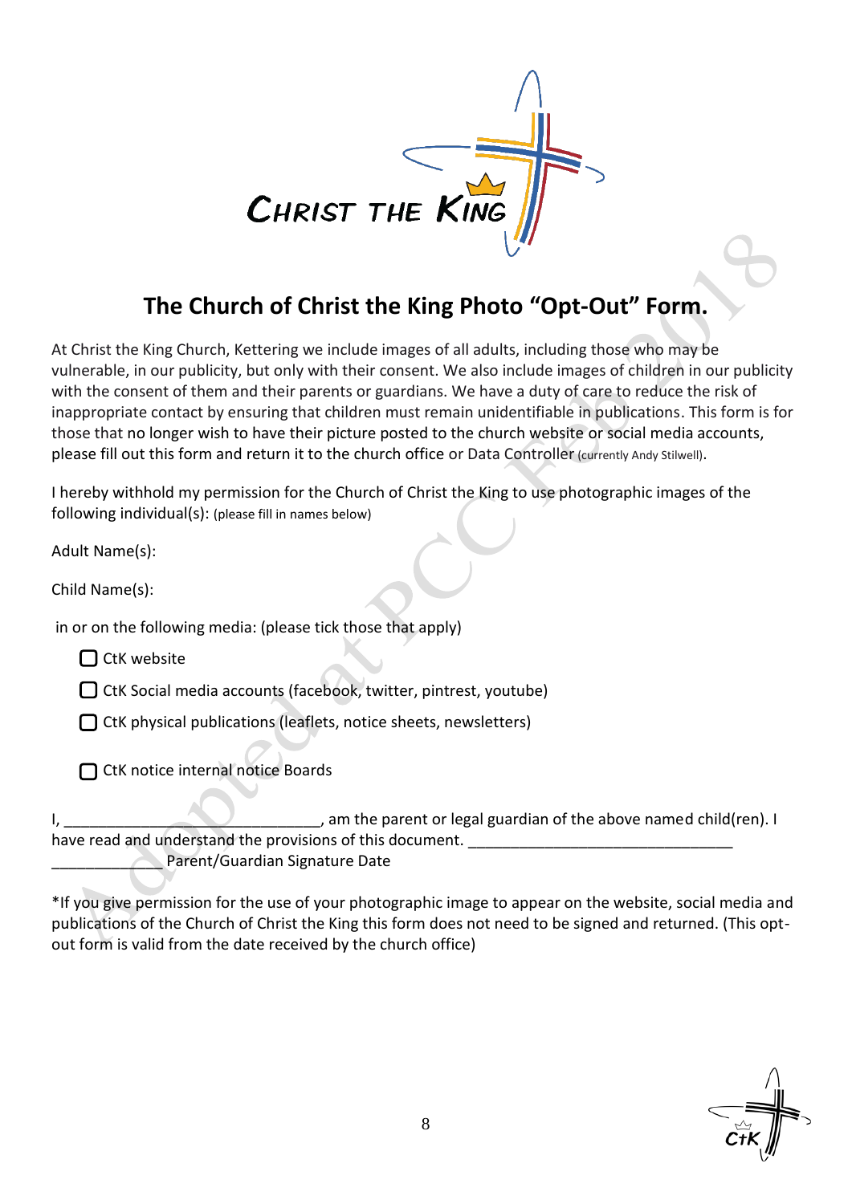CHRIST THE KING

# The Church of Christ the King Photo "Opt-Out" Form.

At Christ the King Church, Kettering we include images of all adults, including those who may be vulnerable, in our publicity, but only with their consent. We also include images of children in our publicity with the consent of them and their parents or guardians. We have a duty of care to reduce the risk of inappropriate contact by ensuring that children must remain unidentifiable in publications. This form is for those that no longer wish to have their picture posted to the church website or social media accounts, please fill out this form and return it to the church office or Data Controller (currently Andy Stilwell).

I hereby withhold my permission for the Church of Christ the King to use photographic images of the following individual(s): (please fill in names below)

Adult Name(s):

Child Name(s):

in or on the following media: (please tick those that apply)

- ☐ CtK website
- ☐ CtK Social media accounts (facebook, twitter, pintrest, youtube)
- ☐ CtK physical publications (leaflets, notice sheets, newsletters)
- ☐ CtK notice internal notice Boards

I, ______________________________, am the parent or legal guardian of the above named child(ren). I have read and understand the provisions of this document. ______________________________ _____________ Parent/Guardian Signature Date

*If you give permission for the use of your photographic image to appear on the website, social media and publications of the Church of Christ the King this form does not need to be signed and returned. (This opt-out form is valid from the date received by the church office)

Adopted at PCC Feb 2018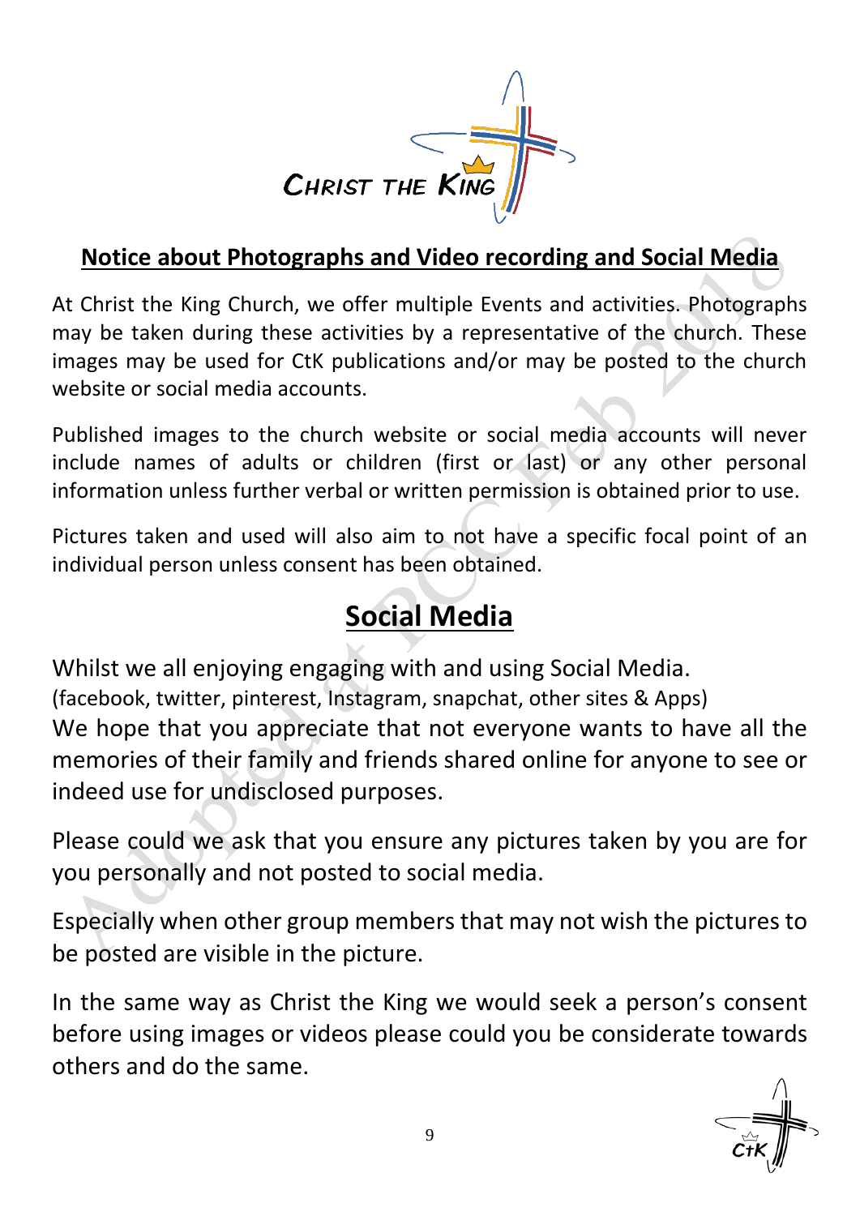## Notice about Photographs and Video recording and Social Media

At Christ the King Church, we offer multiple Events and activities. Photographs may be taken during these activities by a representative of the church. These images may be used for CtK publications and/or may be posted to the church website or social media accounts.

Published images to the church website or social media accounts will never include names of adults or children (first or last) or any other personal information unless further verbal or written permission is obtained prior to use.

Pictures taken and used will also aim to not have a specific focal point of an individual person unless consent has been obtained.

## Social Media

Whilst we all enjoying engaging with and using Social Media.
(facebook, twitter, pinterest, Instagram, snapchat, other sites & Apps)
We hope that you appreciate that not everyone wants to have all the memories of their family and friends shared online for anyone to see or indeed use for undisclosed purposes.

Please could we ask that you ensure any pictures taken by you are for you personally and not posted to social media.

Especially when other group members that may not wish the pictures to be posted are visible in the picture.

In the same way as Christ the King we would seek a person's consent before using images or videos please could you be considerate towards others and do the same.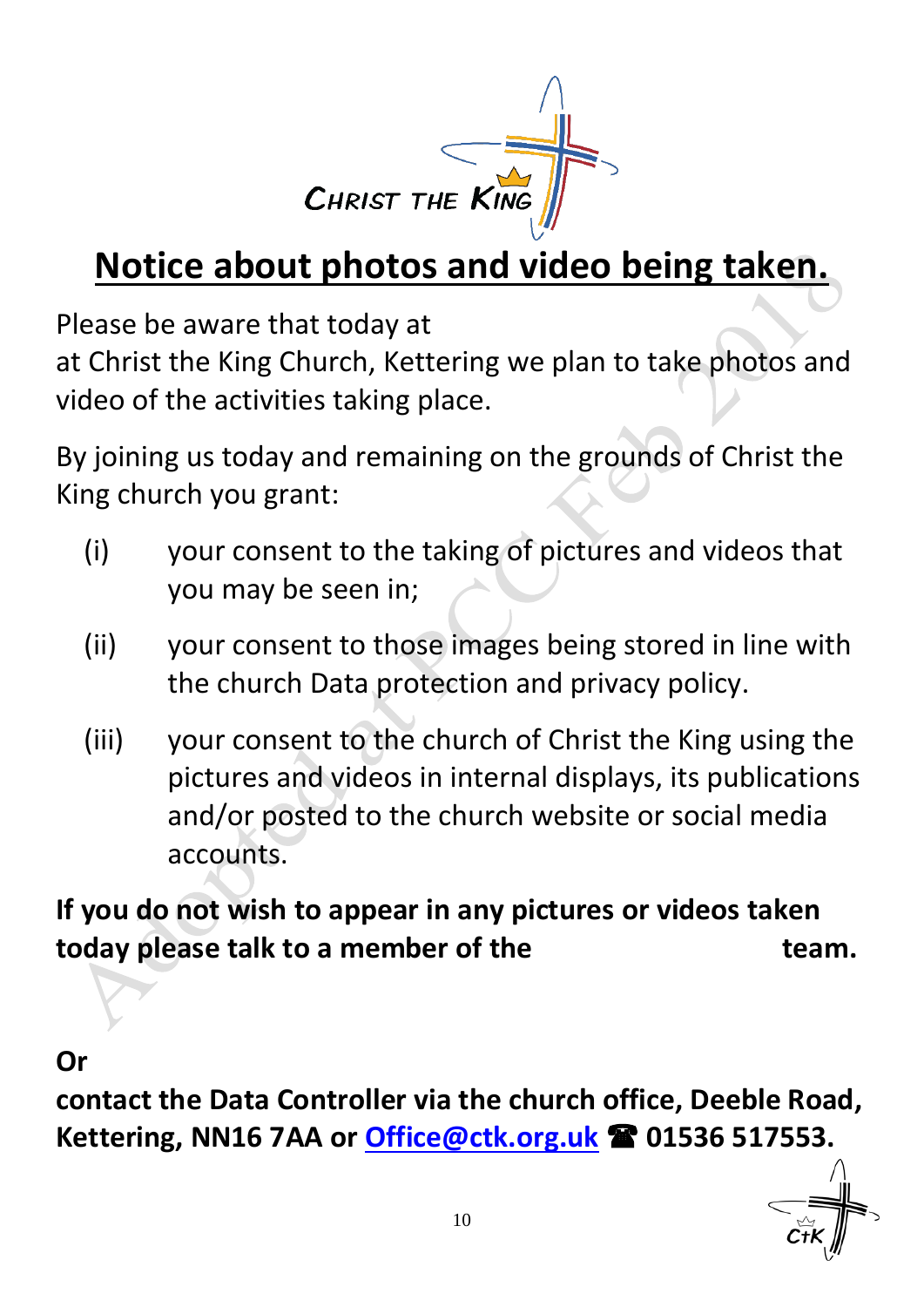CHRIST THE KING

# Notice about photos and video being taken.

Please be aware that today at
at Christ the King Church, Kettering we plan to take photos and video of the activities taking place.

By joining us today and remaining on the grounds of Christ the King church you grant:

(i) your consent to the taking of pictures and videos that you may be seen in;

(ii) your consent to those images being stored in line with the church Data protection and privacy policy.

(iii) your consent to the church of Christ the King using the pictures and videos in internal displays, its publications and/or posted to the church website or social media accounts.

**If you do not wish to appear in any pictures or videos taken today please talk to a member of the team.**

**Or**

**contact the Data Controller via the church office, Deeble Road, Kettering, NN16 7AA or [Office@ctk.org.uk](mailto:Office@ctk.org.uk) ☎ 01536 517553.**

Adopted at PCC Feb 2018